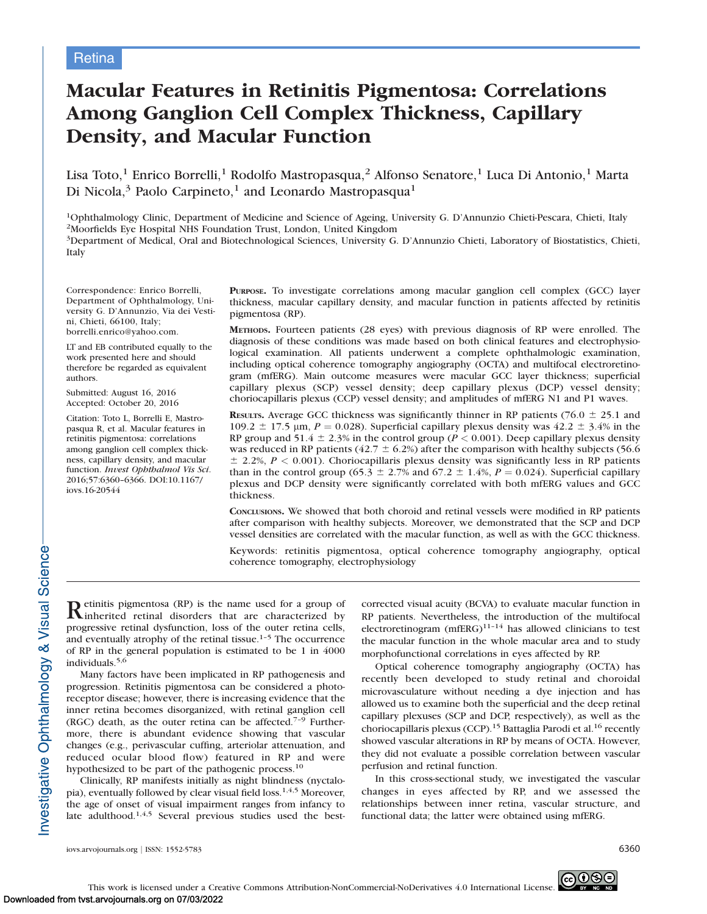Retina

# Macular Features in Retinitis Pigmentosa: Correlations Among Ganglion Cell Complex Thickness, Capillary Density, and Macular Function

Lisa Toto,[1] Enrico Borrelli,[1] Rodolfo Mastropasqua,[2] Alfonso Senatore,[1] Luca Di Antonio,[1] Marta Di Nicola,[3] Paolo Carpineto,[1] and Leonardo Mastropasqua[1]

[1]Ophthalmology Clinic, Department of Medicine and Science of Ageing, University G. D'Annunzio Chieti-Pescara, Chieti, Italy
[2]Moorfields Eye Hospital NHS Foundation Trust, London, United Kingdom
[3]Department of Medical, Oral and Biotechnological Sciences, University G. D'Annunzio Chieti, Laboratory of Biostatistics, Chieti, Italy

Correspondence: Enrico Borrelli, Department of Ophthalmology, University G. D'Annunzio, Via dei Vestini, Chieti, 66100, Italy; borrelli.enrico@yahoo.com.

LT and EB contributed equally to the work presented here and should therefore be regarded as equivalent authors.

Submitted: August 16, 2016
Accepted: October 20, 2016

Citation: Toto L, Borrelli E, Mastropasqua R, et al. Macular features in retinitis pigmentosa: correlations among ganglion cell complex thickness, capillary density, and macular function. *Invest Ophthalmol Vis Sci*. 2016;57:6360–6366. DOI:10.1167/iovs.16-20544

**Purpose.** To investigate correlations among macular ganglion cell complex (GCC) layer thickness, macular capillary density, and macular function in patients affected by retinitis pigmentosa (RP).

**Methods.** Fourteen patients (28 eyes) with previous diagnosis of RP were enrolled. The diagnosis of these conditions was made based on both clinical features and electrophysiological examination. All patients underwent a complete ophthalmologic examination, including optical coherence tomography angiography (OCTA) and multifocal electroretinogram (mfERG). Main outcome measures were macular GCC layer thickness; superficial capillary plexus (SCP) vessel density; deep capillary plexus (DCP) vessel density; choriocapillaris plexus (CCP) vessel density; and amplitudes of mfERG N1 and P1 waves.

**Results.** Average GCC thickness was significantly thinner in RP patients (76.0 ± 25.1 and 109.2 ± 17.5 μm, $P = 0.028$). Superficial capillary plexus density was 42.2 ± 3.4% in the RP group and 51.4 ± 2.3% in the control group ($P < 0.001$). Deep capillary plexus density was reduced in RP patients (42.7 ± 6.2%) after the comparison with healthy subjects (56.6 ± 2.2%, $P < 0.001$). Choriocapillaris plexus density was significantly less in RP patients than in the control group (65.3 ± 2.7% and 67.2 ± 1.4%, $P = 0.024$). Superficial capillary plexus and DCP density were significantly correlated with both mfERG values and GCC thickness.

**Conclusions.** We showed that both choroid and retinal vessels were modified in RP patients after comparison with healthy subjects. Moreover, we demonstrated that the SCP and DCP vessel densities are correlated with the macular function, as well as with the GCC thickness.

Keywords: retinitis pigmentosa, optical coherence tomography angiography, optical coherence tomography, electrophysiology

Retinitis pigmentosa (RP) is the name used for a group of inherited retinal disorders that are characterized by progressive retinal dysfunction, loss of the outer retina cells, and eventually atrophy of the retinal tissue.[1–5] The occurrence of RP in the general population is estimated to be 1 in 4000 individuals.[5,6]

Many factors have been implicated in RP pathogenesis and progression. Retinitis pigmentosa can be considered a photoreceptor disease; however, there is increasing evidence that the inner retina becomes disorganized, with retinal ganglion cell (RGC) death, as the outer retina can be affected.[7–9] Furthermore, there is abundant evidence showing that vascular changes (e.g., perivascular cuffing, arteriolar attenuation, and reduced ocular blood flow) featured in RP and were hypothesized to be part of the pathogenic process.[10]

Clinically, RP manifests initially as night blindness (nyctalopia), eventually followed by clear visual field loss.[1,4,5] Moreover, the age of onset of visual impairment ranges from infancy to late adulthood.[1,4,5] Several previous studies used the best-corrected visual acuity (BCVA) to evaluate macular function in RP patients. Nevertheless, the introduction of the multifocal electroretinogram (mfERG)[11–14] has allowed clinicians to test the macular function in the whole macular area and to study morphofunctional correlations in eyes affected by RP.

Optical coherence tomography angiography (OCTA) has recently been developed to study retinal and choroidal microvasculature without needing a dye injection and has allowed us to examine both the superficial and the deep retinal capillary plexuses (SCP and DCP, respectively), as well as the choriocapillaris plexus (CCP).[15] Battaglia Parodi et al.[16] recently showed vascular alterations in RP by means of OCTA. However, they did not evaluate a possible correlation between vascular perfusion and retinal function.

In this cross-sectional study, we investigated the vascular changes in eyes affected by RP, and we assessed the relationships between inner retina, vascular structure, and functional data; the latter were obtained using mfERG.

This work is licensed under a Creative Commons Attribution-NonCommercial-NoDerivatives 4.0 International License.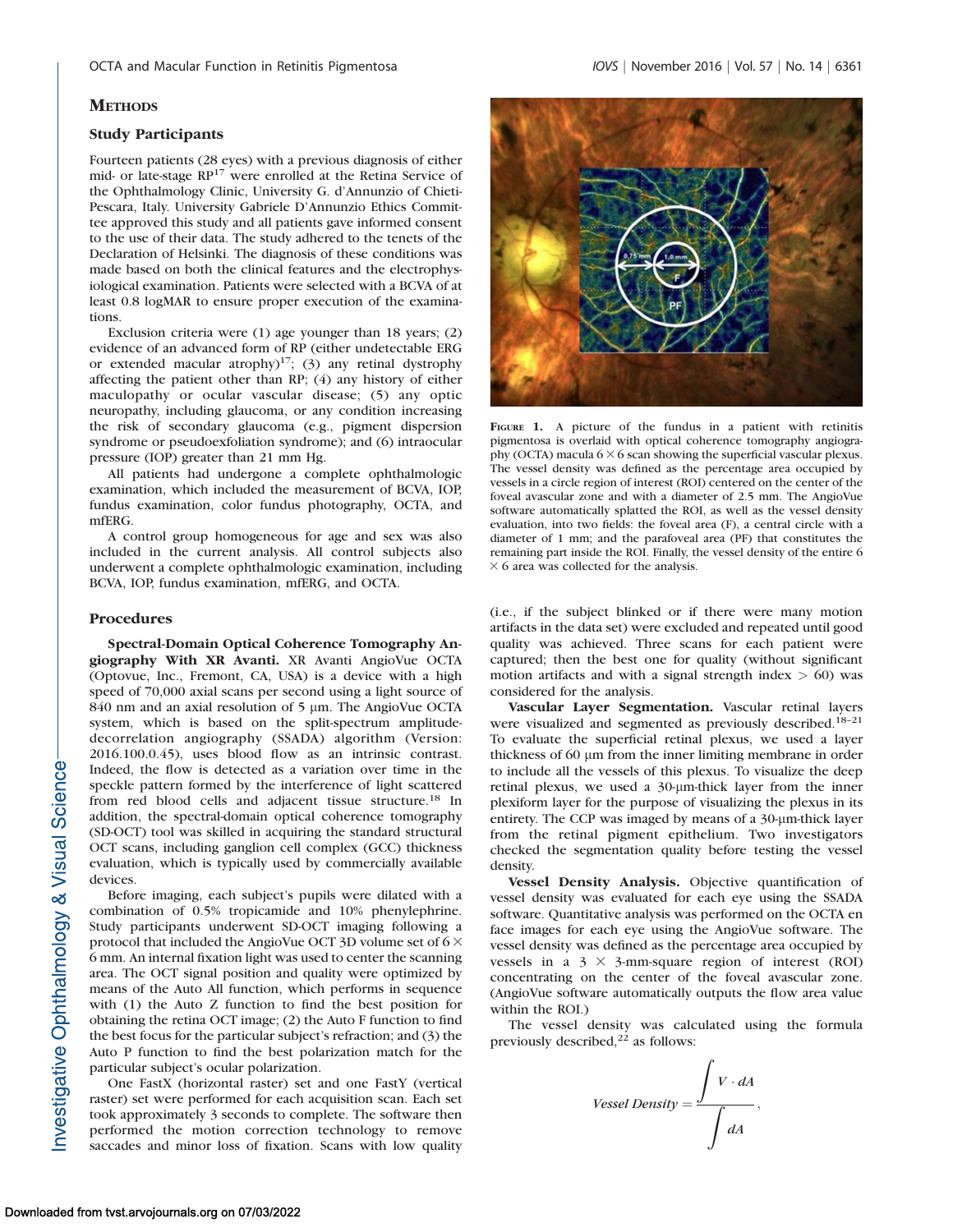## METHODS

### Study Participants

Fourteen patients (28 eyes) with a previous diagnosis of either mid- or late-stage RP[17] were enrolled at the Retina Service of the Ophthalmology Clinic, University G. d'Annunzio of Chieti-Pescara, Italy. University Gabriele D'Annunzio Ethics Committee approved this study and all patients gave informed consent to the use of their data. The study adhered to the tenets of the Declaration of Helsinki. The diagnosis of these conditions was made based on both the clinical features and the electrophysiological examination. Patients were selected with a BCVA of at least 0.8 logMAR to ensure proper execution of the examinations.

Exclusion criteria were (1) age younger than 18 years; (2) evidence of an advanced form of RP (either undetectable ERG or extended macular atrophy)[17]; (3) any retinal dystrophy affecting the patient other than RP; (4) any history of either maculopathy or ocular vascular disease; (5) any optic neuropathy, including glaucoma, or any condition increasing the risk of secondary glaucoma (e.g., pigment dispersion syndrome or pseudoexfoliation syndrome); and (6) intraocular pressure (IOP) greater than 21 mm Hg.

All patients had undergone a complete ophthalmologic examination, which included the measurement of BCVA, IOP, fundus examination, color fundus photography, OCTA, and mfERG.

A control group homogeneous for age and sex was also included in the current analysis. All control subjects also underwent a complete ophthalmologic examination, including BCVA, IOP, fundus examination, mfERG, and OCTA.

### Procedures

**Spectral-Domain Optical Coherence Tomography Angiography With XR Avanti.** XR Avanti AngioVue OCTA (Optovue, Inc., Fremont, CA, USA) is a device with a high speed of 70,000 axial scans per second using a light source of 840 nm and an axial resolution of 5 μm. The AngioVue OCTA system, which is based on the split-spectrum amplitude-decorrelation angiography (SSADA) algorithm (Version: 2016.100.0.45), uses blood flow as an intrinsic contrast. Indeed, the flow is detected as a variation over time in the speckle pattern formed by the interference of light scattered from red blood cells and adjacent tissue structure.[18] In addition, the spectral-domain optical coherence tomography (SD-OCT) tool was skilled in acquiring the standard structural OCT scans, including ganglion cell complex (GCC) thickness evaluation, which is typically used by commercially available devices.

Before imaging, each subject's pupils were dilated with a combination of 0.5% tropicamide and 10% phenylephrine. Study participants underwent SD-OCT imaging following a protocol that included the AngioVue OCT 3D volume set of 6 × 6 mm. An internal fixation light was used to center the scanning area. The OCT signal position and quality were optimized by means of the Auto All function, which performs in sequence with (1) the Auto Z function to find the best position for obtaining the retina OCT image; (2) the Auto F function to find the best focus for the particular subject's refraction; and (3) the Auto P function to find the best polarization match for the particular subject's ocular polarization.

One FastX (horizontal raster) set and one FastY (vertical raster) set were performed for each acquisition scan. Each set took approximately 3 seconds to complete. The software then performed the motion correction technology to remove saccades and minor loss of fixation. Scans with low quality (i.e., if the subject blinked or if there were many motion artifacts in the data set) were excluded and repeated until good quality was achieved. Three scans for each patient were captured; then the best one for quality (without significant motion artifacts and with a signal strength index > 60) was considered for the analysis.

FIGURE 1. A picture of the fundus in a patient with retinitis pigmentosa is overlaid with optical coherence tomography angiography (OCTA) macula 6 × 6 scan showing the superficial vascular plexus. The vessel density was defined as the percentage area occupied by vessels in a circle region of interest (ROI) centered on the center of the foveal avascular zone and with a diameter of 2.5 mm. The AngioVue software automatically splatted the ROI, as well as the vessel density evaluation, into two fields: the foveal area (F), a central circle with a diameter of 1 mm; and the parafoveal area (PF) that constitutes the remaining part inside the ROI. Finally, the vessel density of the entire 6 × 6 area was collected for the analysis.

**Vascular Layer Segmentation.** Vascular retinal layers were visualized and segmented as previously described.[18–21] To evaluate the superficial retinal plexus, we used a layer thickness of 60 μm from the inner limiting membrane in order to include all the vessels of this plexus. To visualize the deep retinal plexus, we used a 30-μm-thick layer from the inner plexiform layer for the purpose of visualizing the plexus in its entirety. The CCP was imaged by means of a 30-μm-thick layer from the retinal pigment epithelium. Two investigators checked the segmentation quality before testing the vessel density.

**Vessel Density Analysis.** Objective quantification of vessel density was evaluated for each eye using the SSADA software. Quantitative analysis was performed on the OCTA en face images for each eye using the AngioVue software. The vessel density was defined as the percentage area occupied by vessels in a 3 × 3-mm-square region of interest (ROI) concentrating on the center of the foveal avascular zone. (AngioVue software automatically outputs the flow area value within the ROI.)

The vessel density was calculated using the formula previously described,[22] as follows:

$$Vessel\ Density = \frac{\int V \cdot dA}{\int dA},$$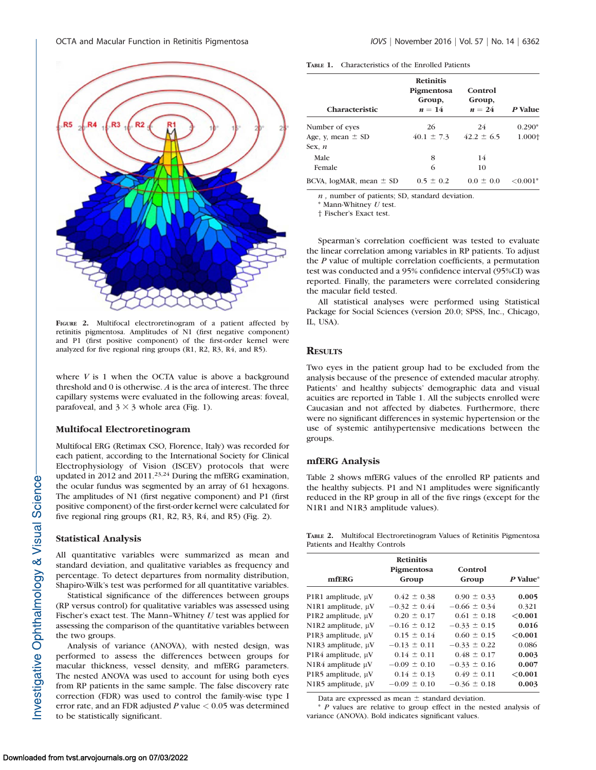FIGURE 2. Multifocal electroretinogram of a patient affected by retinitis pigmentosa. Amplitudes of N1 (first negative component) and P1 (first positive component) of the first-order kernel were analyzed for five regional ring groups (R1, R2, R3, R4, and R5).

where $V$ is 1 when the OCTA value is above a background threshold and 0 is otherwise. $A$ is the area of interest. The three capillary systems were evaluated in the following areas: foveal, parafoveal, and $3 \times 3$ whole area (Fig. 1).

### Multifocal Electroretinogram

Multifocal ERG (Retimax CSO, Florence, Italy) was recorded for each patient, according to the International Society for Clinical Electrophysiology of Vision (ISCEV) protocols that were updated in 2012 and 2011.[23,24] During the mfERG examination, the ocular fundus was segmented by an array of 61 hexagons. The amplitudes of N1 (first negative component) and P1 (first positive component) of the first-order kernel were calculated for five regional ring groups (R1, R2, R3, R4, and R5) (Fig. 2).

### Statistical Analysis

All quantitative variables were summarized as mean and standard deviation, and qualitative variables as frequency and percentage. To detect departures from normality distribution, Shapiro-Wilk's test was performed for all quantitative variables.

Statistical significance of the differences between groups (RP versus control) for qualitative variables was assessed using Fischer's exact test. The Mann-Whitney $U$ test was applied for assessing the comparison of the quantitative variables between the two groups.

Analysis of variance (ANOVA), with nested design, was performed to assess the differences between groups for macular thickness, vessel density, and mfERG parameters. The nested ANOVA was used to account for using both eyes from RP patients in the same sample. The false discovery rate correction (FDR) was used to control the family-wise type I error rate, and an FDR adjusted $P$ value $< 0.05$ was determined to be statistically significant.

TABLE 1. Characteristics of the Enrolled Patients

| Characteristic | Retinitis Pigmentosa Group, $n = 14$ | Control Group, $n = 24$ | $P$ Value |
|---|---|---|---|
| Number of eyes | 26 | 24 | 0.290* |
| Age, y, mean ± SD | 40.1 ± 7.3 | 42.2 ± 6.5 | 1.000† |
| Sex, $n$ | | | |
| Male | 8 | 14 | |
| Female | 6 | 10 | |
| BCVA, logMAR, mean ± SD | 0.5 ± 0.2 | 0.0 ± 0.0 | <0.001* |

$n$, number of patients; SD, standard deviation.
* Mann-Whitney $U$ test.
† Fischer's Exact test.

Spearman's correlation coefficient was tested to evaluate the linear correlation among variables in RP patients. To adjust the $P$ value of multiple correlation coefficients, a permutation test was conducted and a 95% confidence interval (95%CI) was reported. Finally, the parameters were correlated considering the macular field tested.

All statistical analyses were performed using Statistical Package for Social Sciences (version 20.0; SPSS, Inc., Chicago, IL, USA).

## RESULTS

Two eyes in the patient group had to be excluded from the analysis because of the presence of extended macular atrophy. Patients' and healthy subjects' demographic data and visual acuities are reported in Table 1. All the subjects enrolled were Caucasian and not affected by diabetes. Furthermore, there were no significant differences in systemic hypertension or the use of systemic antihypertensive medications between the groups.

### mfERG Analysis

Table 2 shows mfERG values of the enrolled RP patients and the healthy subjects. P1 and N1 amplitudes were significantly reduced in the RP group in all of the five rings (except for the N1R1 and N1R3 amplitude values).

TABLE 2. Multifocal Electroretinogram Values of Retinitis Pigmentosa Patients and Healthy Controls

| mfERG | Retinitis Pigmentosa Group | Control Group | $P$ Value* |
|---|---|---|---|
| P1R1 amplitude, μV | 0.42 ± 0.38 | 0.90 ± 0.33 | **0.005** |
| N1R1 amplitude, μV | −0.32 ± 0.44 | −0.66 ± 0.34 | 0.321 |
| P1R2 amplitude, μV | 0.20 ± 0.17 | 0.61 ± 0.18 | **<0.001** |
| N1R2 amplitude, μV | −0.16 ± 0.12 | −0.33 ± 0.15 | **0.016** |
| P1R3 amplitude, μV | 0.15 ± 0.14 | 0.60 ± 0.15 | **<0.001** |
| N1R3 amplitude, μV | −0.13 ± 0.11 | −0.33 ± 0.22 | 0.086 |
| P1R4 amplitude, μV | 0.14 ± 0.11 | 0.48 ± 0.17 | **0.003** |
| N1R4 amplitude μV | −0.09 ± 0.10 | −0.33 ± 0.16 | **0.007** |
| P1R5 amplitude, μV | 0.14 ± 0.13 | 0.49 ± 0.11 | **<0.001** |
| N1R5 amplitude, μV | −0.09 ± 0.10 | −0.36 ± 0.18 | **0.003** |

Data are expressed as mean ± standard deviation.
* $P$ values are relative to group effect in the nested analysis of variance (ANOVA). Bold indicates significant values.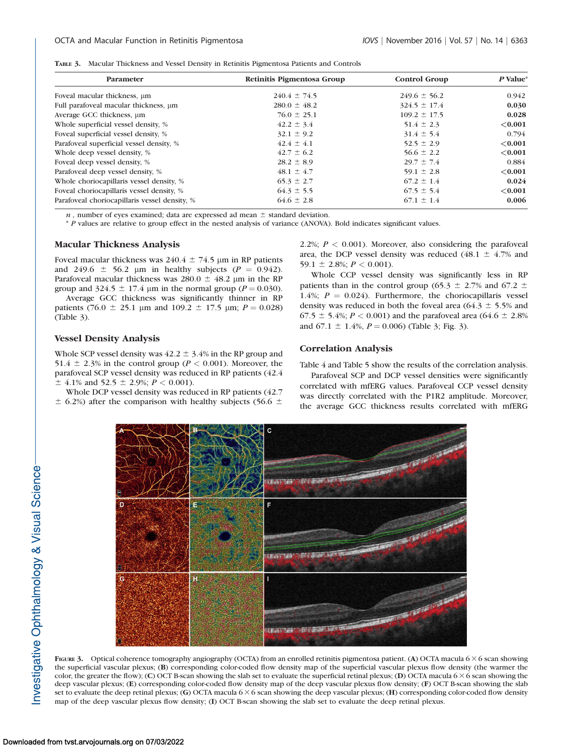TABLE 3. Macular Thickness and Vessel Density in Retinitis Pigmentosa Patients and Controls

| Parameter | Retinitis Pigmentosa Group | Control Group | *P* Value* |
|---|---|---|---|
| Foveal macular thickness, μm | 240.4 ± 74.5 | 249.6 ± 56.2 | 0.942 |
| Full parafoveal macular thickness, μm | 280.0 ± 48.2 | 324.5 ± 17.4 | **0.030** |
| Average GCC thickness, μm | 76.0 ± 25.1 | 109.2 ± 17.5 | **0.028** |
| Whole superficial vessel density, % | 42.2 ± 3.4 | 51.4 ± 2.3 | **<0.001** |
| Foveal superficial vessel density, % | 32.1 ± 9.2 | 31.4 ± 5.4 | 0.794 |
| Parafoveal superficial vessel density, % | 42.4 ± 4.1 | 52.5 ± 2.9 | **<0.001** |
| Whole deep vessel density, % | 42.7 ± 6.2 | 56.6 ± 2.2 | **<0.001** |
| Foveal deep vessel density, % | 28.2 ± 8.9 | 29.7 ± 7.4 | 0.884 |
| Parafoveal deep vessel density, % | 48.1 ± 4.7 | 59.1 ± 2.8 | **<0.001** |
| Whole choriocapillaris vessel density, % | 65.3 ± 2.7 | 67.2 ± 1.4 | **0.024** |
| Foveal choriocapillaris vessel density, % | 64.3 ± 5.5 | 67.5 ± 5.4 | **<0.001** |
| Parafoveal choriocapillaris vessel density, % | 64.6 ± 2.8 | 67.1 ± 1.4 | **0.006** |

*n*, number of eyes examined; data are expressed ad mean ± standard deviation.

\* *P* values are relative to group effect in the nested analysis of variance (ANOVA). Bold indicates significant values.

## Macular Thickness Analysis

Foveal macular thickness was 240.4 ± 74.5 μm in RP patients and 249.6 ± 56.2 μm in healthy subjects ($P = 0.942$). Parafoveal macular thickness was 280.0 ± 48.2 μm in the RP group and 324.5 ± 17.4 μm in the normal group ($P = 0.030$).

Average GCC thickness was significantly thinner in RP patients (76.0 ± 25.1 μm and 109.2 ± 17.5 μm; $P = 0.028$) (Table 3).

## Vessel Density Analysis

Whole SCP vessel density was 42.2 ± 3.4% in the RP group and 51.4 ± 2.3% in the control group ($P < 0.001$). Moreover, the parafoveal SCP vessel density was reduced in RP patients (42.4 ± 4.1% and 52.5 ± 2.9%; $P < 0.001$).

Whole DCP vessel density was reduced in RP patients (42.7 ± 6.2%) after the comparison with healthy subjects (56.6 ± 2.2%; $P < 0.001$). Moreover, also considering the parafoveal area, the DCP vessel density was reduced (48.1 ± 4.7% and 59.1 ± 2.8%; $P < 0.001$).

Whole CCP vessel density was significantly less in RP patients than in the control group (65.3 ± 2.7% and 67.2 ± 1.4%; $P = 0.024$). Furthermore, the choriocapillaris vessel density was reduced in both the foveal area (64.3 ± 5.5% and 67.5 ± 5.4%; $P < 0.001$) and the parafoveal area (64.6 ± 2.8% and 67.1 ± 1.4%, $P = 0.006$) (Table 3; Fig. 3).

## Correlation Analysis

Table 4 and Table 5 show the results of the correlation analysis.

Parafoveal SCP and DCP vessel densities were significantly correlated with mfERG values. Parafoveal CCP vessel density was directly correlated with the P1R2 amplitude. Moreover, the average GCC thickness results correlated with mfERG

FIGURE 3. Optical coherence tomography angiography (OCTA) from an enrolled retinitis pigmentosa patient. (**A**) OCTA macula 6 × 6 scan showing the superficial vascular plexus; (**B**) corresponding color-coded flow density map of the superficial vascular plexus flow density (the warmer the color, the greater the flow); (**C**) OCT B-scan showing the slab set to evaluate the superficial retinal plexus; (**D**) OCTA macula 6 × 6 scan showing the deep vascular plexus; (**E**) corresponding color-coded flow density map of the deep vascular plexus flow density; (**F**) OCT B-scan showing the slab set to evaluate the deep retinal plexus; (**G**) OCTA macula 6 × 6 scan showing the deep vascular plexus; (**H**) corresponding color-coded flow density map of the deep vascular plexus flow density; (**I**) OCT B-scan showing the slab set to evaluate the deep retinal plexus.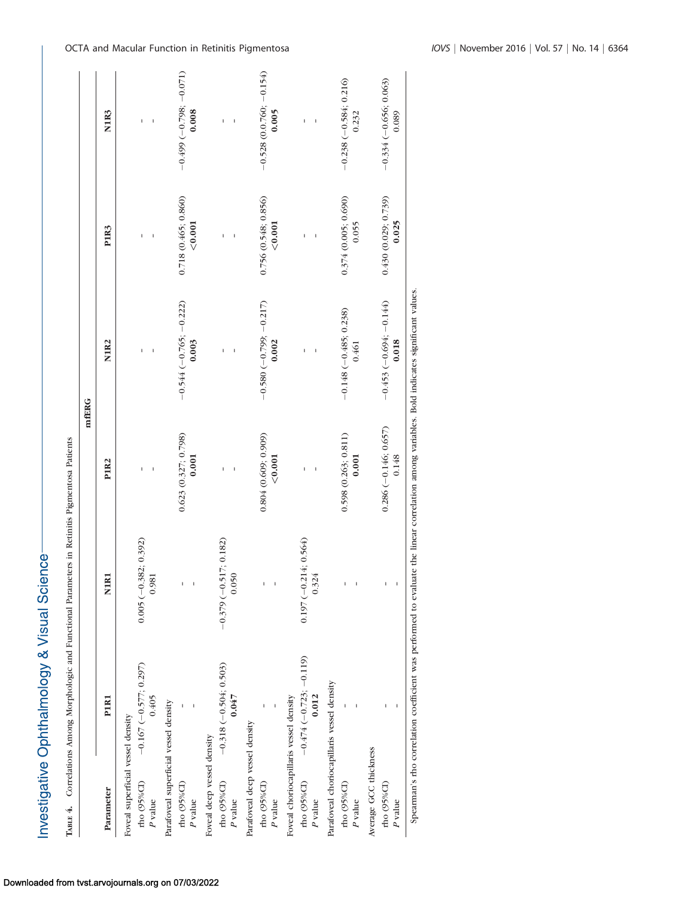**Table 4.** Correlations Among Morphologic and Functional Parameters in Retinitis Pigmentosa Patients

| Parameter | mfERG | | | | | |
|---|---|---|---|---|---|---|
| | P1R1 | N1R1 | P1R2 | N1R2 | P1R3 | N1R3 |
| Foveal superficial vessel density | | | | | | |
| rho (95%CI) | −0.167 (−0.577; 0.297) | 0.005 (−0.382; 0.392) | - | - | - | - |
| *P* value | 0.405 | 0.981 | - | - | - | - |
| Parafoveal superficial vessel density | | | | | | |
| rho (95%CI) | - | - | 0.623 (0.327; 0.798) | −0.544 (−0.765; −0.222) | 0.718 (0.465; 0.860) | −0.499 (−0.798; −0.071) |
| *P* value | - | - | **0.001** | **0.003** | **<0.001** | **0.008** |
| Foveal deep vessel density | | | | | | |
| rho (95%CI) | −0.318 (−0.504; 0.503) | −0.379 (−0.517; 0.182) | - | - | - | - |
| *P* value | **0.047** | 0.050 | - | - | - | - |
| Parafoveal deep vessel density | | | | | | |
| rho (95%CI) | - | - | 0.804 (0.609; 0.909) | −0.580 (−0.799; −0.217) | 0.756 (0.548; 0.856) | −0.528 (0.0.760; −0.154) |
| *P* value | - | - | **<0.001** | **0.002** | **<0.001** | **0.005** |
| Foveal choriocapillaris vessel density | | | | | | |
| rho (95%CI) | −0.474 (−0.723; −0.119) | 0.197 (−0.214; 0.564) | - | - | - | - |
| *P* value | **0.012** | 0.324 | - | - | - | - |
| Parafoveal choriocapillaris vessel density | | | | | | |
| rho (95%CI) | - | - | 0.598 (0.263; 0.811) | −0.148 (−0.485; 0.238) | 0.374 (0.005; 0.690) | −0.238 (−0.584; 0.216) |
| *P* value | - | - | **0.001** | 0.461 | 0.055 | 0.232 |
| Average GCC thickness | | | | | | |
| rho (95%CI) | - | - | 0.286 (−0.146; 0.657) | −0.453 (−0.694; −0.144) | 0.430 (0.029; 0.739) | −0.334 (−0.656; 0.063) |
| *P* value | - | - | 0.148 | **0.018** | **0.025** | 0.089 |

Spearman's rho correlation coefficient was performed to evaluate the linear correlation among variables. Bold indicates significant values.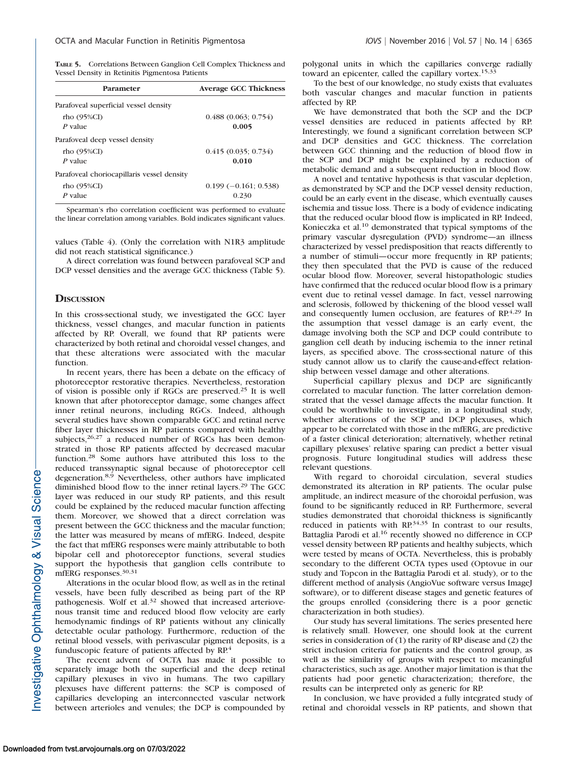**TABLE 5.** Correlations Between Ganglion Cell Complex Thickness and Vessel Density in Retinitis Pigmentosa Patients

| Parameter | Average GCC Thickness |
|---|---|
| Parafoveal superficial vessel density | |
| rho (95%CI) | 0.488 (0.063; 0.754) |
| *P* value | **0.005** |
| Parafoveal deep vessel density | |
| rho (95%CI) | 0.415 (0.035; 0.734) |
| *P* value | **0.010** |
| Parafoveal choriocapillaris vessel density | |
| rho (95%CI) | 0.199 (−0.161; 0.538) |
| *P* value | 0.230 |

Spearman's rho correlation coefficient was performed to evaluate the linear correlation among variables. Bold indicates significant values.

values (Table 4). (Only the correlation with N1R3 amplitude did not reach statistical significance.)

A direct correlation was found between parafoveal SCP and DCP vessel densities and the average GCC thickness (Table 5).

## DISCUSSION

In this cross-sectional study, we investigated the GCC layer thickness, vessel changes, and macular function in patients affected by RP. Overall, we found that RP patients were characterized by both retinal and choroidal vessel changes, and that these alterations were associated with the macular function.

In recent years, there has been a debate on the efficacy of photoreceptor restorative therapies. Nevertheless, restoration of vision is possible only if RGCs are preserved.[25] It is well known that after photoreceptor damage, some changes affect inner retinal neurons, including RGCs. Indeed, although several studies have shown comparable GCC and retinal nerve fiber layer thicknesses in RP patients compared with healthy subjects,[26,27] a reduced number of RGCs has been demonstrated in those RP patients affected by decreased macular function.[28] Some authors have attributed this loss to the reduced transsynaptic signal because of photoreceptor cell degeneration.[8,9] Nevertheless, other authors have implicated diminished blood flow to the inner retinal layers.[29] The GCC layer was reduced in our study RP patients, and this result could be explained by the reduced macular function affecting them. Moreover, we showed that a direct correlation was present between the GCC thickness and the macular function; the latter was measured by means of mfERG. Indeed, despite the fact that mfERG responses were mainly attributable to both bipolar cell and photoreceptor functions, several studies support the hypothesis that ganglion cells contribute to mfERG responses.[30,31]

Alterations in the ocular blood flow, as well as in the retinal vessels, have been fully described as being part of the RP pathogenesis. Wolf et al.[32] showed that increased arteriovenous transit time and reduced blood flow velocity are early hemodynamic findings of RP patients without any clinically detectable ocular pathology. Furthermore, reduction of the retinal blood vessels, with perivascular pigment deposits, is a funduscopic feature of patients affected by RP.[4]

The recent advent of OCTA has made it possible to separately image both the superficial and the deep retinal capillary plexuses in vivo in humans. The two capillary plexuses have different patterns: the SCP is composed of capillaries developing an interconnected vascular network between arterioles and venules; the DCP is compounded by polygonal units in which the capillaries converge radially toward an epicenter, called the capillary vortex.[15,33]

To the best of our knowledge, no study exists that evaluates both vascular changes and macular function in patients affected by RP.

We have demonstrated that both the SCP and the DCP vessel densities are reduced in patients affected by RP. Interestingly, we found a significant correlation between SCP and DCP densities and GCC thickness. The correlation between GCC thinning and the reduction of blood flow in the SCP and DCP might be explained by a reduction of metabolic demand and a subsequent reduction in blood flow.

A novel and tentative hypothesis is that vascular depletion, as demonstrated by SCP and the DCP vessel density reduction, could be an early event in the disease, which eventually causes ischemia and tissue loss. There is a body of evidence indicating that the reduced ocular blood flow is implicated in RP. Indeed, Konieczka et al.[10] demonstrated that typical symptoms of the primary vascular dysregulation (PVD) syndrome—an illness characterized by vessel predisposition that reacts differently to a number of stimuli—occur more frequently in RP patients; they then speculated that the PVD is cause of the reduced ocular blood flow. Moreover, several histopathologic studies have confirmed that the reduced ocular blood flow is a primary event due to retinal vessel damage. In fact, vessel narrowing and sclerosis, followed by thickening of the blood vessel wall and consequently lumen occlusion, are features of RP.[4,29] In the assumption that vessel damage is an early event, the damage involving both the SCP and DCP could contribute to ganglion cell death by inducing ischemia to the inner retinal layers, as specified above. The cross-sectional nature of this study cannot allow us to clarify the cause-and-effect relationship between vessel damage and other alterations.

Superficial capillary plexus and DCP are significantly correlated to macular function. The latter correlation demonstrated that the vessel damage affects the macular function. It could be worthwhile to investigate, in a longitudinal study, whether alterations of the SCP and DCP plexuses, which appear to be correlated with those in the mfERG, are predictive of a faster clinical deterioration; alternatively, whether retinal capillary plexuses' relative sparing can predict a better visual prognosis. Future longitudinal studies will address these relevant questions.

With regard to choroidal circulation, several studies demonstrated its alteration in RP patients. The ocular pulse amplitude, an indirect measure of the choroidal perfusion, was found to be significantly reduced in RP. Furthermore, several studies demonstrated that choroidal thickness is significantly reduced in patients with RP.[34,35] In contrast to our results, Battaglia Parodi et al.[16] recently showed no difference in CCP vessel density between RP patients and healthy subjects, which were tested by means of OCTA. Nevertheless, this is probably secondary to the different OCTA types used (Optovue in our study and Topcon in the Battaglia Parodi et al. study), or to the different method of analysis (AngioVue software versus ImageJ software), or to different disease stages and genetic features of the groups enrolled (considering there is a poor genetic characterization in both studies).

Our study has several limitations. The series presented here is relatively small. However, one should look at the current series in consideration of (1) the rarity of RP disease and (2) the strict inclusion criteria for patients and the control group, as well as the similarity of groups with respect to meaningful characteristics, such as age. Another major limitation is that the patients had poor genetic characterization; therefore, the results can be interpreted only as generic for RP.

In conclusion, we have provided a fully integrated study of retinal and choroidal vessels in RP patients, and shown that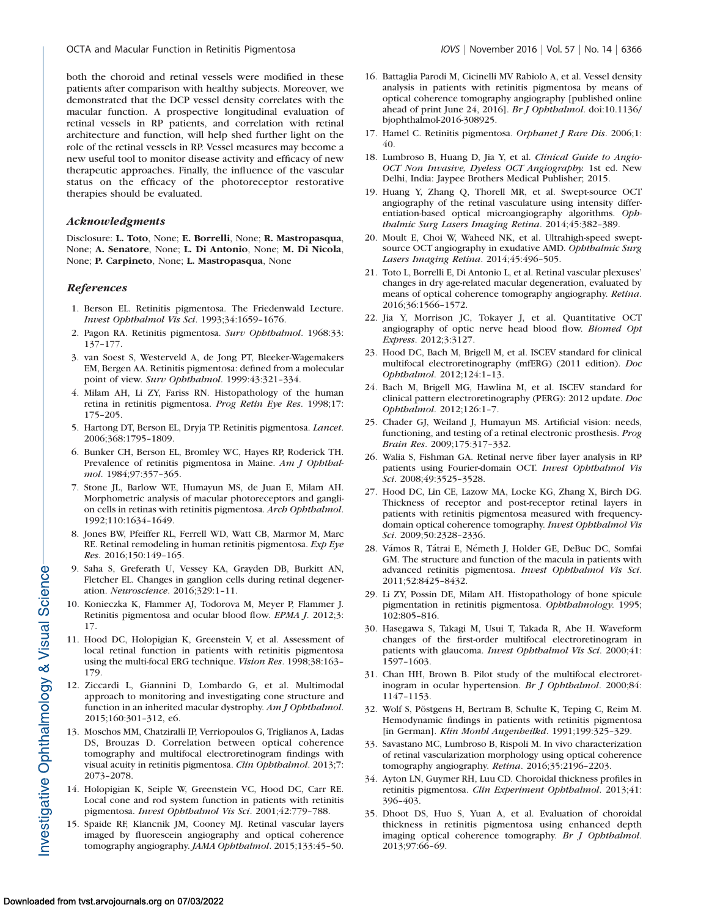both the choroid and retinal vessels were modified in these patients after comparison with healthy subjects. Moreover, we demonstrated that the DCP vessel density correlates with the macular function. A prospective longitudinal evaluation of retinal vessels in RP patients, and correlation with retinal architecture and function, will help shed further light on the role of the retinal vessels in RP. Vessel measures may become a new useful tool to monitor disease activity and efficacy of new therapeutic approaches. Finally, the influence of the vascular status on the efficacy of the photoreceptor restorative therapies should be evaluated.

### *Acknowledgments*

Disclosure: **L. Toto**, None; **E. Borrelli**, None; **R. Mastropasqua**, None; **A. Senatore**, None; **L. Di Antonio**, None; **M. Di Nicola**, None; **P. Carpineto**, None; **L. Mastropasqua**, None

### *References*

1. Berson EL. Retinitis pigmentosa. The Friedenwald Lecture. *Invest Ophthalmol Vis Sci*. 1993;34:1659–1676.
2. Pagon RA. Retinitis pigmentosa. *Surv Ophthalmol*. 1968:33: 137–177.
3. van Soest S, Westerveld A, de Jong PT, Bleeker-Wagemakers EM, Bergen AA. Retinitis pigmentosa: defined from a molecular point of view. *Surv Ophthalmol*. 1999:43:321–334.
4. Milam AH, Li ZY, Fariss RN. Histopathology of the human retina in retinitis pigmentosa. *Prog Retin Eye Res*. 1998;17: 175–205.
5. Hartong DT, Berson EL, Dryja TP. Retinitis pigmentosa. *Lancet*. 2006;368:1795–1809.
6. Bunker CH, Berson EL, Bromley WC, Hayes RP, Roderick TH. Prevalence of retinitis pigmentosa in Maine. *Am J Ophthalmol*. 1984;97:357–365.
7. Stone JL, Barlow WE, Humayun MS, de Juan E, Milam AH. Morphometric analysis of macular photoreceptors and ganglion cells in retinas with retinitis pigmentosa. *Arch Ophthalmol*. 1992;110:1634–1649.
8. Jones BW, Pfeiffer RL, Ferrell WD, Watt CB, Marmor M, Marc RE. Retinal remodeling in human retinitis pigmentosa. *Exp Eye Res*. 2016;150:149–165.
9. Saha S, Greferath U, Vessey KA, Grayden DB, Burkitt AN, Fletcher EL. Changes in ganglion cells during retinal degeneration. *Neuroscience*. 2016;329:1–11.
10. Konieczka K, Flammer AJ, Todorova M, Meyer P, Flammer J. Retinitis pigmentosa and ocular blood flow. *EPMA J*. 2012;3: 17.
11. Hood DC, Holopigian K, Greenstein V, et al. Assessment of local retinal function in patients with retinitis pigmentosa using the multi-focal ERG technique. *Vision Res*. 1998;38:163–179.
12. Ziccardi L, Giannini D, Lombardo G, et al. Multimodal approach to monitoring and investigating cone structure and function in an inherited macular dystrophy. *Am J Ophthalmol*. 2015;160:301–312, e6.
13. Moschos MM, Chatziralli IP, Verriopoulos G, Triglianos A, Ladas DS, Brouzas D. Correlation between optical coherence tomography and multifocal electroretinogram findings with visual acuity in retinitis pigmentosa. *Clin Ophthalmol*. 2013;7: 2073–2078.
14. Holopigian K, Seiple W, Greenstein VC, Hood DC, Carr RE. Local cone and rod system function in patients with retinitis pigmentosa. *Invest Ophthalmol Vis Sci*. 2001;42:779–788.
15. Spaide RF, Klancnik JM, Cooney MJ. Retinal vascular layers imaged by fluorescein angiography and optical coherence tomography angiography. *JAMA Ophthalmol*. 2015;133:45–50.
16. Battaglia Parodi M, Cicinelli MV Rabiolo A, et al. Vessel density analysis in patients with retinitis pigmentosa by means of optical coherence tomography angiography [published online ahead of print June 24, 2016]. *Br J Ophthalmol*. doi:10.1136/bjophthalmol-2016-308925.
17. Hamel C. Retinitis pigmentosa. *Orphanet J Rare Dis*. 2006;1: 40.
18. Lumbroso B, Huang D, Jia Y, et al. *Clinical Guide to Angio-OCT Non Invasive, Dyeless OCT Angiography.* 1st ed. New Delhi, India: Jaypee Brothers Medical Publisher; 2015.
19. Huang Y, Zhang Q, Thorell MR, et al. Swept-source OCT angiography of the retinal vasculature using intensity differentiation-based optical microangiography algorithms. *Ophthalmic Surg Lasers Imaging Retina*. 2014;45:382–389.
20. Moult E, Choi W, Waheed NK, et al. Ultrahigh-speed swept-source OCT angiography in exudative AMD. *Ophthalmic Surg Lasers Imaging Retina*. 2014;45:496–505.
21. Toto L, Borrelli E, Di Antonio L, et al. Retinal vascular plexuses' changes in dry age-related macular degeneration, evaluated by means of optical coherence tomography angiography. *Retina*. 2016;36:1566–1572.
22. Jia Y, Morrison JC, Tokayer J, et al. Quantitative OCT angiography of optic nerve head blood flow. *Biomed Opt Express*. 2012;3:3127.
23. Hood DC, Bach M, Brigell M, et al. ISCEV standard for clinical multifocal electroretinography (mfERG) (2011 edition). *Doc Ophthalmol*. 2012;124:1–13.
24. Bach M, Brigell MG, Hawlina M, et al. ISCEV standard for clinical pattern electroretinography (PERG): 2012 update. *Doc Ophthalmol*. 2012;126:1–7.
25. Chader GJ, Weiland J, Humayun MS. Artificial vision: needs, functioning, and testing of a retinal electronic prosthesis. *Prog Brain Res*. 2009;175:317–332.
26. Walia S, Fishman GA. Retinal nerve fiber layer analysis in RP patients using Fourier-domain OCT. *Invest Ophthalmol Vis Sci*. 2008;49:3525–3528.
27. Hood DC, Lin CE, Lazow MA, Locke KG, Zhang X, Birch DG. Thickness of receptor and post-receptor retinal layers in patients with retinitis pigmentosa measured with frequency-domain optical coherence tomography. *Invest Ophthalmol Vis Sci*. 2009;50:2328–2336.
28. Vámos R, Tátrai E, Németh J, Holder GE, DeBuc DC, Somfai GM. The structure and function of the macula in patients with advanced retinitis pigmentosa. *Invest Ophthalmol Vis Sci*. 2011;52:8425–8432.
29. Li ZY, Possin DE, Milam AH. Histopathology of bone spicule pigmentation in retinitis pigmentosa. *Ophthalmology.* 1995; 102:805–816.
30. Hasegawa S, Takagi M, Usui T, Takada R, Abe H. Waveform changes of the first-order multifocal electroretinogram in patients with glaucoma. *Invest Ophthalmol Vis Sci*. 2000;41: 1597–1603.
31. Chan HH, Brown B. Pilot study of the multifocal electroretinogram in ocular hypertension. *Br J Ophthalmol*. 2000;84: 1147–1153.
32. Wolf S, Pöstgens H, Bertram B, Schulte K, Teping C, Reim M. Hemodynamic findings in patients with retinitis pigmentosa [in German]. *Klin Monbl Augenheilkd*. 1991;199:325–329.
33. Savastano MC, Lumbroso B, Rispoli M. In vivo characterization of retinal vascularization morphology using optical coherence tomography angiography. *Retina*. 2016;35:2196–2203.
34. Ayton LN, Guymer RH, Luu CD. Choroidal thickness profiles in retinitis pigmentosa. *Clin Experiment Ophthalmol*. 2013;41: 396–403.
35. Dhoot DS, Huo S, Yuan A, et al. Evaluation of choroidal thickness in retinitis pigmentosa using enhanced depth imaging optical coherence tomography. *Br J Ophthalmol*. 2013;97:66–69.